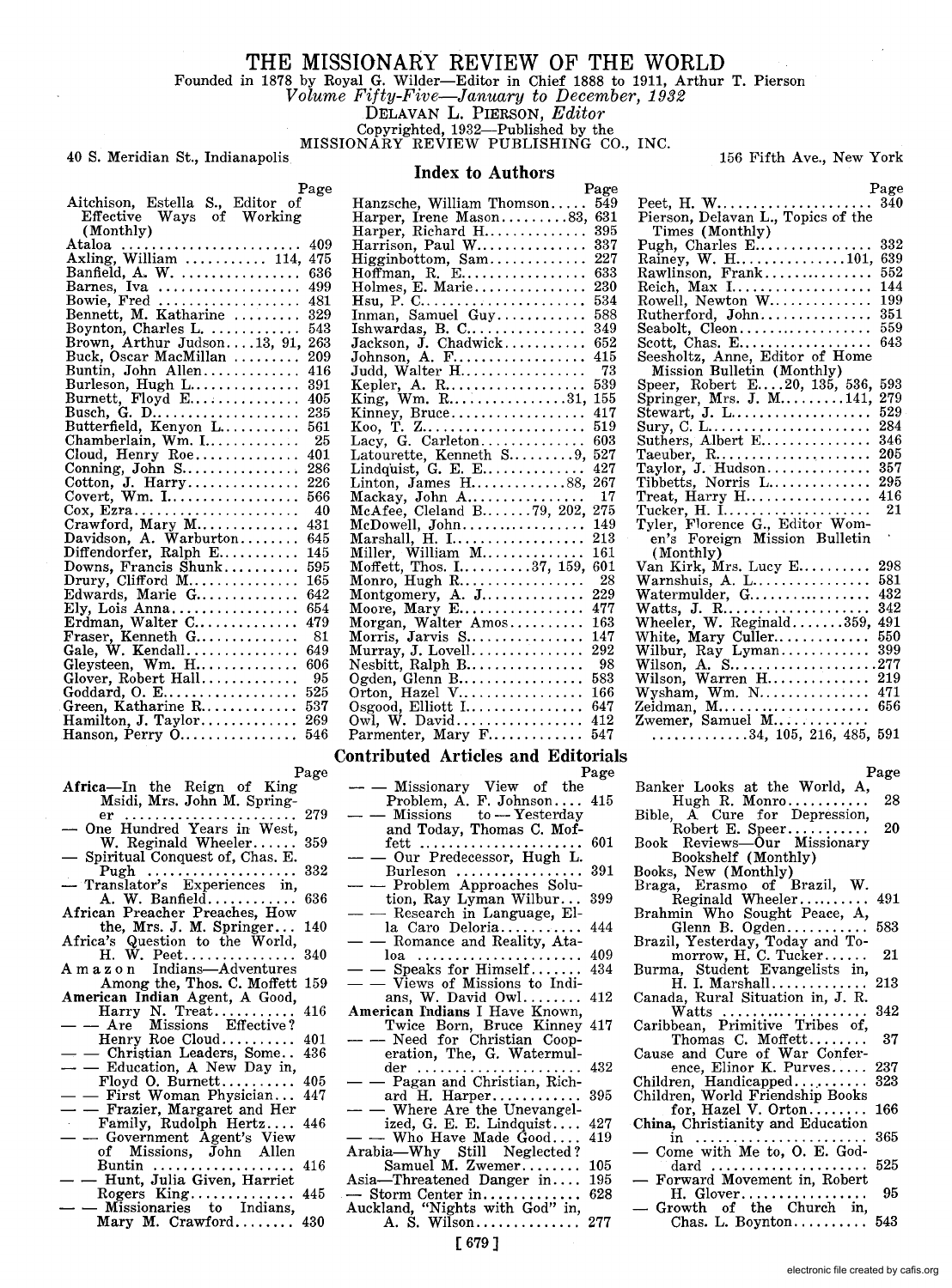# THE MISSIONARY REVIEW OF THE WORLD

Founded in 1878 by Royal G. Wilder—Editor in Chief 1888 to 1911, Arthur T. Pierson

*Volume Fifty-Five—January to December, 1932*

DELAVAN L. PIERSON, *Editor*

Copyrighted, 1932—Published by the

MISSIONARY REVIEW PUBLISHING CO., INC.

40 S. Meridian St., Indianapolis — 156 Fifth Ave., New York

## Index to Authors

| | Page |
|---|---|
| Aitchison, Estella S., Editor of Effective Ways of Working (Monthly) | |
| Ataloa | 409 |
| Axling, William | 114, 475 |
| Banfield, A. W. | 636 |
| Barnes, Iva | 499 |
| Bowie, Fred | 481 |
| Bennett, M. Katharine | 329 |
| Boynton, Charles L. | 543 |
| Brown, Arthur Judson | 13, 91, 263 |
| Buck, Oscar MacMillan | 209 |
| Buntin, John Allen | 416 |
| Burleson, Hugh L. | 391 |
| Burnett, Floyd E. | 405 |
| Busch, G. D. | 235 |
| Butterfield, Kenyon L. | 561 |
| Chamberlain, Wm. I. | 25 |
| Cloud, Henry Roe | 401 |
| Conning, John S. | 286 |
| Cotton, J. Harry | 226 |
| Covert, Wm. I. | 566 |
| Cox, Ezra | 40 |
| Crawford, Mary M. | 431 |
| Davidson, A. Warburton | 645 |
| Diffendorfer, Ralph E. | 145 |
| Downs, Francis Shunk | 595 |
| Drury, Clifford M. | 165 |
| Edwards, Marie G. | 642 |
| Ely, Lois Anna | 654 |
| Erdman, Walter C. | 479 |
| Fraser, Kenneth G. | 81 |
| Gale, W. Kendall | 649 |
| Gleysteen, Wm. H. | 606 |
| Glover, Robert Hall | 95 |
| Goddard, O. E. | 525 |
| Green, Katharine R. | 537 |
| Hamilton, J. Taylor | 269 |
| Hanson, Perry O. | 546 |
| Hanzsche, William Thomson | 549 |
| Harper, Irene Mason | 83, 631 |
| Harper, Richard H. | 395 |
| Harrison, Paul W. | 337 |
| Higginbottom, Sam | 227 |
| Hoffman, R. E. | 633 |
| Holmes, E. Marie | 230 |
| Hsu, P. C. | 534 |
| Inman, Samuel Guy | 588 |
| Ishwardas, B. C. | 349 |
| Jackson, J. Chadwick | 652 |
| Johnson, A. F. | 415 |
| Judd, Walter H. | 73 |
| Kepler, A. R. | 539 |
| King, Wm. R. | 31, 155 |
| Kinney, Bruce | 417 |
| Koo, T. Z. | 519 |
| Lacy, G. Carleton | 603 |
| Latourette, Kenneth S. | 9, 527 |
| Lindquist, G. E. E. | 427 |
| Linton, James H. | 88, 267 |
| Mackay, John A. | 17 |
| McAfee, Cleland B. | 79, 202, 275 |
| McDowell, John | 149 |
| Marshall, H. I. | 213 |
| Miller, William M. | 161 |
| Moffett, Thos. I. | 37, 159, 601 |
| Monro, Hugh R. | 28 |
| Montgomery, A. J. | 229 |
| Moore, Mary E. | 477 |
| Morgan, Walter Amos | 163 |
| Morris, Jarvis S. | 147 |
| Murray, J. Lovell | 292 |
| Nesbitt, Ralph B. | 98 |
| Ogden, Glenn B. | 583 |
| Orton, Hazel V. | 166 |
| Osgood, Elliott I. | 647 |
| Owl, W. David | 412 |
| Parmenter, Mary F. | 547 |
| Peet, H. W. | 340 |
| Pierson, Delavan L., Topics of the Times (Monthly) | |
| Pugh, Charles E. | 332 |
| Rainey, W. H. | 101, 639 |
| Rawlinson, Frank | 552 |
| Reich, Max I. | 144 |
| Rowell, Newton W. | 199 |
| Rutherford, John | 351 |
| Seabolt, Cleon | 559 |
| Scott, Chas. E. | 643 |
| Seesholtz, Anne, Editor of Home Mission Bulletin (Monthly) | |
| Speer, Robert E. | 20, 135, 536, 593 |
| Springer, Mrs. J. M. | 141, 279 |
| Stewart, J. L. | 529 |
| Sury, C. L. | 284 |
| Suthers, Albert E. | 346 |
| Taeuber, R. | 205 |
| Taylor, J. Hudson | 357 |
| Tibbetts, Norris L. | 295 |
| Treat, Harry H. | 416 |
| Tucker, H. I. | 21 |
| Tyler, Florence G., Editor Women's Foreign Mission Bulletin (Monthly) | |
| Van Kirk, Mrs. Lucy E. | 298 |
| Warnshuis, A. L. | 581 |
| Watermulder, G. | 432 |
| Watts, J. R. | 342 |
| Wheeler, W. Reginald | 359, 491 |
| White, Mary Culler | 550 |
| Wilbur, Ray Lyman | 399 |
| Wilson, A. S. | 277 |
| Wilson, Warren H. | 219 |
| Wysham, Wm. N. | 471 |
| Zeidman, M. | 656 |
| Zwemer, Samuel M. | 34, 105, 216, 485, 591 |

## Contributed Articles and Editorials

| | Page |
|---|---|
| **Africa**—In the Reign of King Msidi, Mrs. John M. Springer | 279 |
| — One Hundred Years in West, W. Reginald Wheeler | 359 |
| — Spiritual Conquest of, Chas. E. Pugh | 332 |
| — Translator's Experiences in, A. W. Banfield | 636 |
| African Preacher Preaches, How the, Mrs. J. M. Springer | 140 |
| Africa's Question to the World, H. W. Peet | 340 |
| Amazon Indians—Adventures Among the, Thos. C. Moffett | 159 |
| **American Indian** Agent, A Good, Harry N. Treat | 416 |
| — — Are Missions Effective? Henry Roe Cloud | 401 |
| — — Christian Leaders, Some | 436 |
| — — Education, A New Day in, Floyd O. Burnett | 405 |
| — — First Woman Physician | 447 |
| — — Frazier, Margaret and Her Family, Rudolph Hertz | 446 |
| — — Government Agent's View of Missions, John Allen Buntin | 416 |
| — — Hunt, Julia Given, Harriet Rogers King | 445 |
| — — Missionaries to Indians, Mary M. Crawford | 430 |
| — — Missionary View of the Problem, A. F. Johnson | 415 |
| — — Missions to — Yesterday and Today, Thomas C. Moffett | 601 |
| — — Our Predecessor, Hugh L. Burleson | 391 |
| — — Problem Approaches Solution, Ray Lyman Wilbur | 399 |
| — — Research in Language, Ella Caro Deloria | 444 |
| — — Romance and Reality, Ataloa | 409 |
| — — Speaks for Himself | 434 |
| — — Views of Missions to Indians, W. David Owl | 412 |
| **American Indians** I Have Known, Twice Born, Bruce Kinney | 417 |
| — — Need for Christian Cooperation, The, G. Watermulder | 432 |
| — — Pagan and Christian, Richard H. Harper | 395 |
| — — Where Are the Unevangelized, G. E. E. Lindquist | 427 |
| — — Who Have Made Good | 419 |
| Arabia—Why Still Neglected? Samuel M. Zwemer | 105 |
| Asia—Threatened Danger in | 195 |
| — Storm Center in | 628 |
| Auckland, "Nights with God" in, A. S. Wilson | 277 |
| Banker Looks at the World, A, Hugh R. Monro | 28 |
| Bible, A Cure for Depression, Robert E. Speer | 20 |
| Book Reviews—Our Missionary Bookshelf (Monthly) | |
| Books, New (Monthly) | |
| Braga, Erasmo of Brazil, W. Reginald Wheeler | 491 |
| Brahmin Who Sought Peace, A, Glenn B. Ogden | 583 |
| Brazil, Yesterday, Today and Tomorrow, H. C. Tucker | 21 |
| Burma, Student Evangelists in, H. I. Marshall | 213 |
| Canada, Rural Situation in, J. R. Watts | 342 |
| Caribbean, Primitive Tribes of, Thomas C. Moffett | 37 |
| Cause and Cure of War Conference, Elinor K. Purves | 237 |
| Children, Handicapped | 323 |
| Children, World Friendship Books for, Hazel V. Orton | 166 |
| **China**, Christianity and Education in | 365 |
| — Come with Me to, O. E. Goddard | 525 |
| — Forward Movement in, Robert H. Glover | 95 |
| — Growth of the Church in, Chas. L. Boynton | 543 |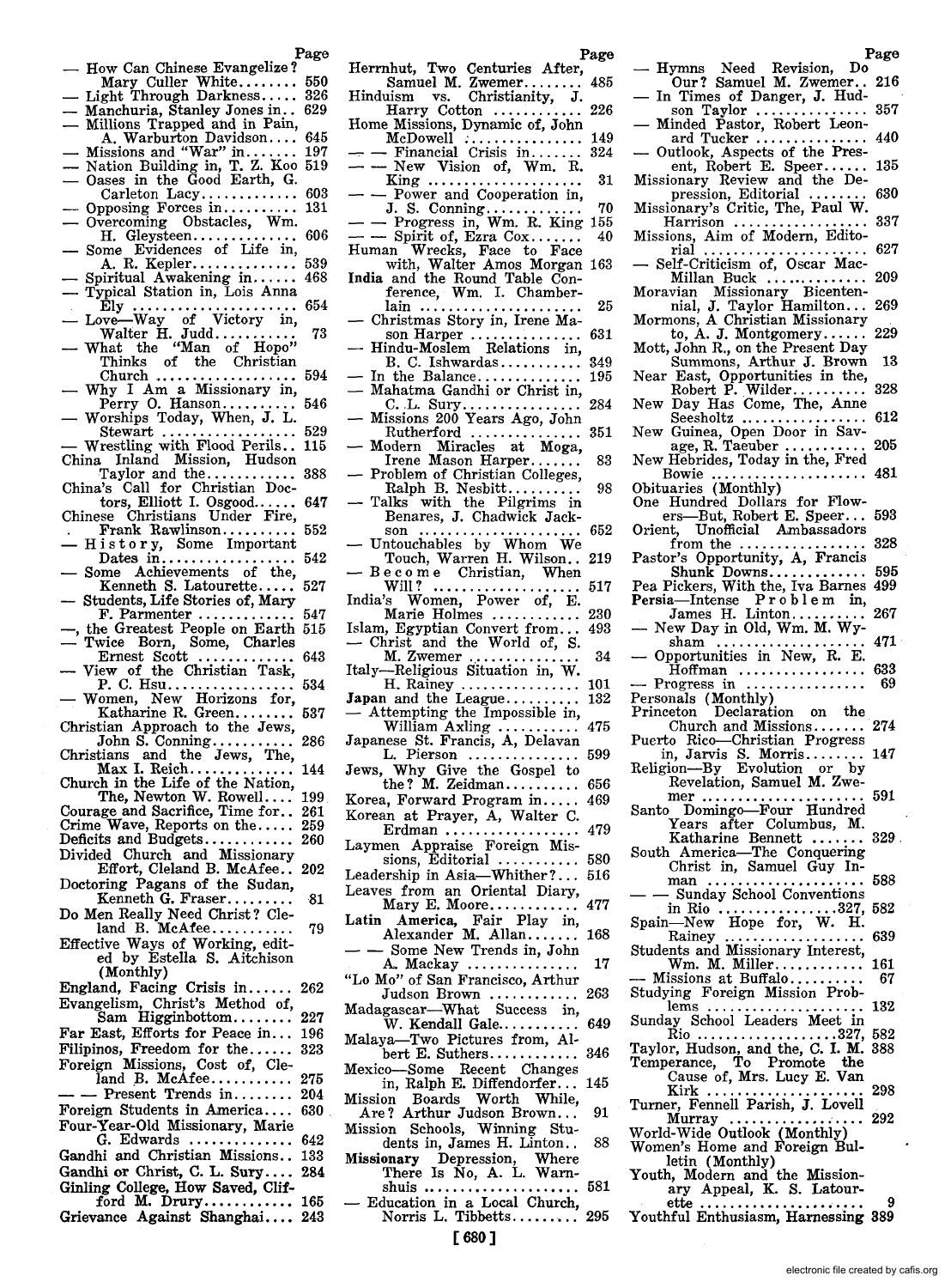Page

— How Can Chinese Evangelize? Mary Culler White........ 550
— Light Through Darkness..... 326
— Manchuria, Stanley Jones in.. 629
— Millions Trapped and in Pain, A. Warburton Davidson.... 645
— Missions and "War" in....... 197
— Nation Building in, T. Z. Koo 519
— Oases in the Good Earth, G. Carleton Lacy............ 603
— Opposing Forces in.......... 131
— Overcoming Obstacles, Wm. H. Gleysteen.............. 606
— Some Evidences of Life in, A. R. Kepler.............. 539
— Spiritual Awakening in...... 468
— Typical Station in, Lois Anna Ely ...................... 654
— Love—Way of Victory in, Walter H. Judd........... 73
— What the "Man of Hopo" Thinks of the Christian Church ................... 594
— Why I Am a Missionary in, Perry O. Hanson.......... 546
— Worships Today, When, J. L. Stewart .................. 529
— Wrestling with Flood Perils.. 115
China Inland Mission, Hudson Taylor and the............ 388
China's Call for Christian Doctors, Elliott I. Osgood...... 647
Chinese Christians Under Fire, Frank Rawlinson.......... 552
— History, Some Important Dates in.................. 542
— Some Achievements of the, Kenneth S. Latourette..... 527
— Students, Life Stories of, Mary F. Parmenter ............ 547
—, the Greatest People on Earth 515
— Twice Born, Some, Charles Ernest Scott ............. 643
— View of the Christian Task, P. C. Hsu................ 534
— Women, New Horizons for, Katharine R. Green....... 537
Christian Approach to the Jews, John S. Conning........... 286
Christians and the Jews, The, Max I. Reich.............. 144
Church in the Life of the Nation, The, Newton W. Rowell.... 199
Courage and Sacrifice, Time for.. 261
Crime Wave, Reports on the..... 259
Deficits and Budgets........... 260
Divided Church and Missionary Effort, Cleland B. McAfee.. 202
Doctoring Pagans of the Sudan, Kenneth G. Fraser......... 81
Do Men Really Need Christ? Cleland B. McAfee........... 79
Effective Ways of Working, edited by Estella S. Aitchison (Monthly)
England, Facing Crisis in...... 262
Evangelism, Christ's Method of, Sam Higginbottom........ 227
Far East, Efforts for Peace in... 196
Filipinos, Freedom for the...... 323
Foreign Missions, Cost of, Cleland B. McAfee........... 275
— — Present Trends in........ 204
Foreign Students in America.... 630
Four-Year-Old Missionary, Marie G. Edwards ............. 642
Gandhi and Christian Missions.. 133
Gandhi or Christ, C. L. Sury.... 284
Ginling College, How Saved, Clifford M. Drury........... 165
Grievance Against Shanghai.... 243

Page

Herrnhut, Two Centuries After, Samuel M. Zwemer........ 485
Hinduism vs. Christianity, J. Harry Cotton ............ 226
Home Missions, Dynamic of, John McDowell ................ 149
— — Financial Crisis in....... 324
— — New Vision of, Wm. R. King ..................... 31
— — Power and Cooperation in, J. S. Conning............. 70
— — Progress in, Wm. R. King 155
— — Spirit of, Ezra Cox....... 40
Human Wrecks, Face to Face with, Walter Amos Morgan 163
**India** and the Round Table Conference, Wm. I. Chamberlain ...................... 25
— Christmas Story in, Irene Mason Harper ............... 631
— Hindu-Moslem Relations in, B. C. Ishwardas........... 349
— In the Balance.............. 195
— Mahatma Gandhi or Christ in, C. L. Sury................ 284
— Missions 200 Years Ago, John Rutherford .............. 351
— Modern Miracles at Moga, Irene Mason Harper....... 83
— Problem of Christian Colleges, Ralph B. Nesbitt.......... 98
— Talks with the Pilgrims in Benares, J. Chadwick Jackson ...................... 652
— Untouchables by Whom We Touch, Warren H. Wilson.. 219
— Become Christian, When Will? .................... 517
India's Women, Power of, E. Marie Holmes ........... 230
Islam, Egyptian Convert from... 493
— Christ and the World of, S. M. Zwemer ............... 34
Italy—Religious Situation in, W. H. Rainey ................ 101
**Japan** and the League.......... 132
— Attempting the Impossible in, William Axling ........... 475
Japanese St. Francis, A, Delavan L. Pierson ............... 599
Jews, Why Give the Gospel to the? M. Zeidman.......... 656
Korea, Forward Program in..... 469
Korean at Prayer, A, Walter C. Erdman .................. 479
Laymen Appraise Foreign Missions, Editorial ........... 580
Leadership in Asia—Whither?... 516
Leaves from an Oriental Diary, Mary E. Moore............ 477
**Latin America**, Fair Play in, Alexander M. Allan....... 168
— — Some New Trends in, John A. Mackay .............. 17
"Lo Mo" of San Francisco, Arthur Judson Brown ............ 263
Madagascar—What Success in, W. Kendall Gale........... 649
Malaya—Two Pictures from, Albert E. Suthers............ 346
Mexico—Some Recent Changes in, Ralph E. Diffendorfer... 145
Mission Boards Worth While, Are? Arthur Judson Brown... 91
Mission Schools, Winning Students in, James H. Linton.. 88
**Missionary** Depression, Where There Is No, A. L. Warnshuis ..................... 581
— Education in a Local Church, Norris L. Tibbetts......... 295

Page

— Hymns Need Revision, Do Our? Samuel M. Zwemer.. 216
— In Times of Danger, J. Hudson Taylor ............... 357
— Minded Pastor, Robert Leonard Tucker ............... 440
— Outlook, Aspects of the Present, Robert E. Speer...... 135
Missionary Review and the Depression, Editorial ........ 630
Missionary's Critic, The, Paul W. Harrison .................. 337
Missions, Aim of Modern, Editorial ...................... 627
— Self-Criticism of, Oscar MacMillan Buck .............. 209
Moravian Missionary Bicentennial, J. Taylor Hamilton... 269
Mormons, A Christian Missionary to, A. J. Montgomery...... 229
Mott, John R., on the Present Day Summons, Arthur J. Brown 13
Near East, Opportunities in the, Robert P. Wilder.......... 328
New Day Has Come, The, Anne Seesholtz ................. 612
New Guinea, Open Door in Savage, R. Taeuber ........... 205
New Hebrides, Today in the, Fred Bowie ..................... 481
Obituaries (Monthly)
One Hundred Dollars for Flowers—But, Robert E. Speer... 593
Orient, Unofficial Ambassadors from the ................ 328
Pastor's Opportunity, A, Francis Shunk Downs............. 595
Pea Pickers, With the, Iva Barnes 499
**Persia**—Intense Problem in, James H. Linton.......... 267
— New Day in Old, Wm. M. Wysham ................... 471
— Opportunities in New, R. E. Hoffman ................. 633
— Progress in ................ 69
Personals (Monthly)
Princeton Declaration on the Church and Missions....... 274
Puerto Rico—Christian Progress in, Jarvis S. Morris....... 147
Religion—By Evolution or by Revelation, Samuel M. Zwemer ..................... 591
Santo Domingo—Four Hundred Years after Columbus, M. Katharine Bennett ....... 329
South America—The Conquering Christ in, Samuel Guy Inman ..................... 588
— — Sunday School Conventions in Rio ...............327, 582
Spain—New Hope for, W. H. Rainey .................. 639
Students and Missionary Interest, Wm. M. Miller............ 161
— Missions at Buffalo.......... 67
Studying Foreign Mission Problems ..................... 132
Sunday School Leaders Meet in Rio ..................327, 582
Taylor, Hudson, and the, C. I. M. 388
Temperance, To Promote the Cause of, Mrs. Lucy E. Van Kirk ..................... 298
Turner, Fennell Parish, J. Lovell Murray .................. 292
World-Wide Outlook (Monthly)
Women's Home and Foreign Bulletin (Monthly)
Youth, Modern and the Missionary Appeal, K. S. Latourette ...................... 9
Youthful Enthusiasm, Harnessing 389